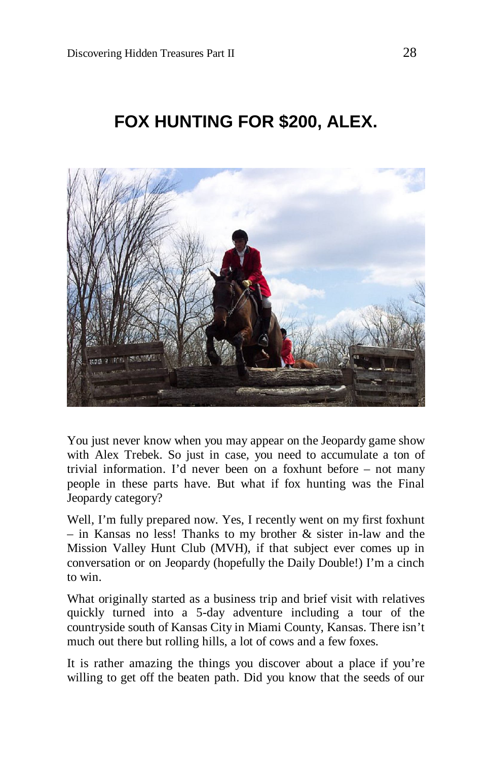# FOX HUNTING FOR $200, ALEX.

You just never know when you may appear on the Jeopardy game show with Alex Trebek. So just in case, you need to accumulate a ton of trivial information. I'd never been on a foxhunt before – not many people in these parts have. But what if fox hunting was the Final Jeopardy category?

Well, I'm fully prepared now. Yes, I recently went on my first foxhunt – in Kansas no less! Thanks to my brother & sister in-law and the Mission Valley Hunt Club (MVH), if that subject ever comes up in conversation or on Jeopardy (hopefully the Daily Double!) I'm a cinch to win.

What originally started as a business trip and brief visit with relatives quickly turned into a 5-day adventure including a tour of the countryside south of Kansas City in Miami County, Kansas. There isn't much out there but rolling hills, a lot of cows and a few foxes.

It is rather amazing the things you discover about a place if you're willing to get off the beaten path. Did you know that the seeds of our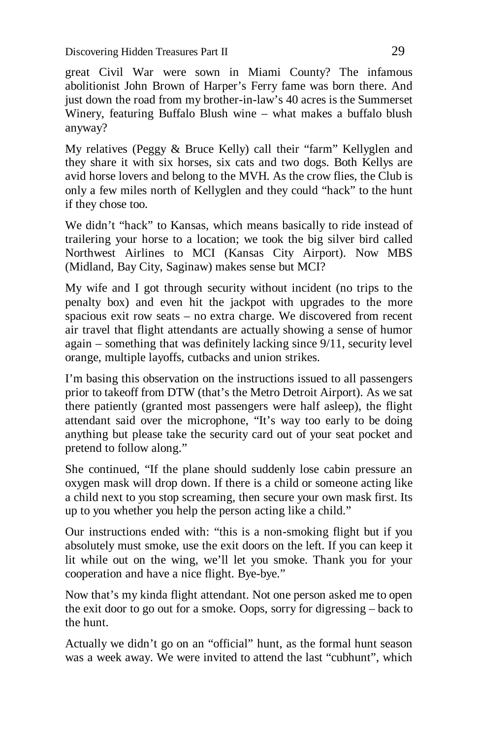great Civil War were sown in Miami County? The infamous abolitionist John Brown of Harper's Ferry fame was born there. And just down the road from my brother-in-law's 40 acres is the Summerset Winery, featuring Buffalo Blush wine – what makes a buffalo blush anyway?

My relatives (Peggy & Bruce Kelly) call their "farm" Kellyglen and they share it with six horses, six cats and two dogs. Both Kellys are avid horse lovers and belong to the MVH. As the crow flies, the Club is only a few miles north of Kellyglen and they could "hack" to the hunt if they chose too.

We didn't "hack" to Kansas, which means basically to ride instead of trailering your horse to a location; we took the big silver bird called Northwest Airlines to MCI (Kansas City Airport). Now MBS (Midland, Bay City, Saginaw) makes sense but MCI?

My wife and I got through security without incident (no trips to the penalty box) and even hit the jackpot with upgrades to the more spacious exit row seats – no extra charge. We discovered from recent air travel that flight attendants are actually showing a sense of humor again – something that was definitely lacking since 9/11, security level orange, multiple layoffs, cutbacks and union strikes.

I'm basing this observation on the instructions issued to all passengers prior to takeoff from DTW (that's the Metro Detroit Airport). As we sat there patiently (granted most passengers were half asleep), the flight attendant said over the microphone, "It's way too early to be doing anything but please take the security card out of your seat pocket and pretend to follow along."

She continued, "If the plane should suddenly lose cabin pressure an oxygen mask will drop down. If there is a child or someone acting like a child next to you stop screaming, then secure your own mask first. Its up to you whether you help the person acting like a child."

Our instructions ended with: "this is a non-smoking flight but if you absolutely must smoke, use the exit doors on the left. If you can keep it lit while out on the wing, we'll let you smoke. Thank you for your cooperation and have a nice flight. Bye-bye."

Now that's my kinda flight attendant. Not one person asked me to open the exit door to go out for a smoke. Oops, sorry for digressing – back to the hunt.

Actually we didn't go on an "official" hunt, as the formal hunt season was a week away. We were invited to attend the last "cubhunt", which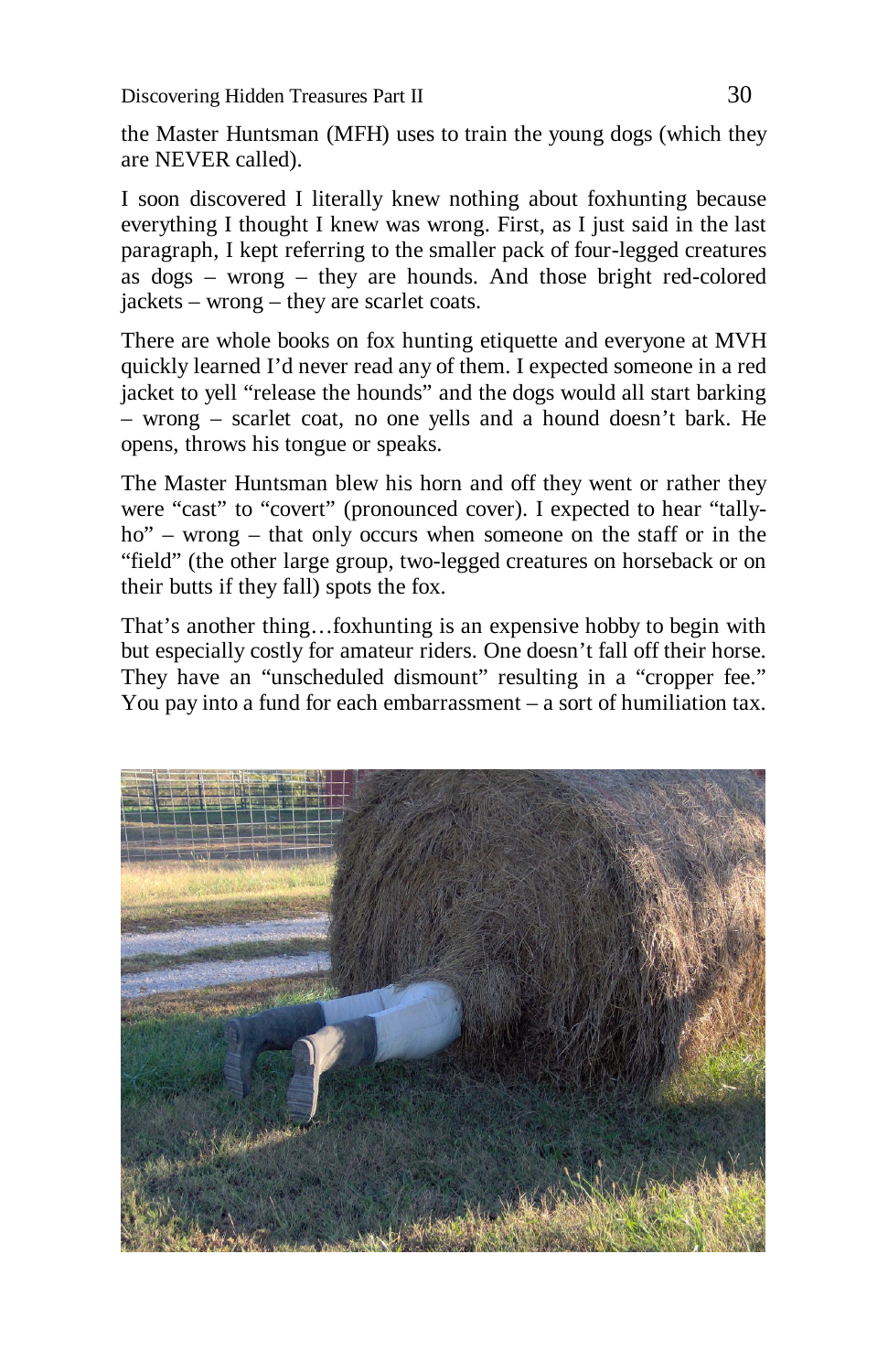the Master Huntsman (MFH) uses to train the young dogs (which they are NEVER called).

I soon discovered I literally knew nothing about foxhunting because everything I thought I knew was wrong. First, as I just said in the last paragraph, I kept referring to the smaller pack of four-legged creatures as dogs – wrong – they are hounds. And those bright red-colored jackets – wrong – they are scarlet coats.

There are whole books on fox hunting etiquette and everyone at MVH quickly learned I'd never read any of them. I expected someone in a red jacket to yell "release the hounds" and the dogs would all start barking – wrong – scarlet coat, no one yells and a hound doesn't bark. He opens, throws his tongue or speaks.

The Master Huntsman blew his horn and off they went or rather they were "cast" to "covert" (pronounced cover). I expected to hear "tally-ho" – wrong – that only occurs when someone on the staff or in the "field" (the other large group, two-legged creatures on horseback or on their butts if they fall) spots the fox.

That's another thing…foxhunting is an expensive hobby to begin with but especially costly for amateur riders. One doesn't fall off their horse. They have an "unscheduled dismount" resulting in a "cropper fee." You pay into a fund for each embarrassment – a sort of humiliation tax.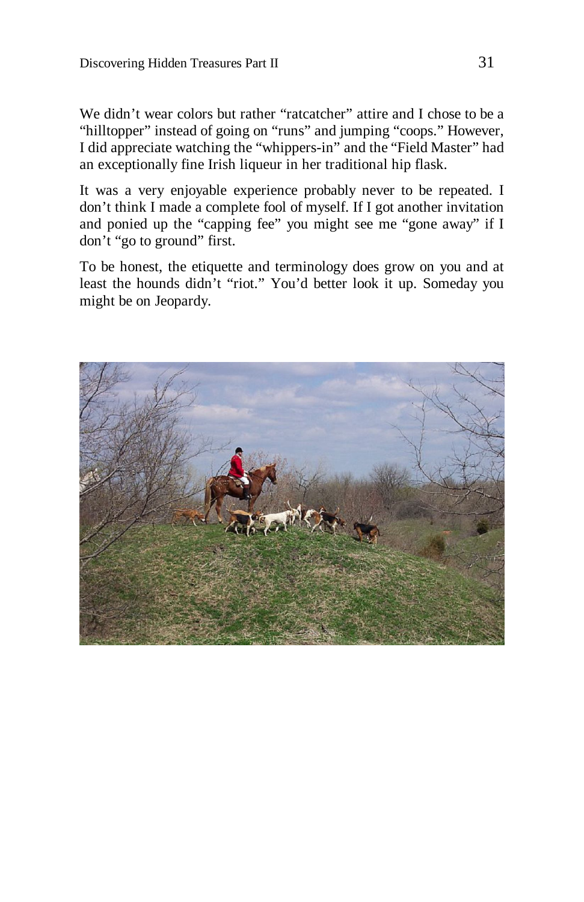We didn't wear colors but rather "ratcatcher" attire and I chose to be a "hilltopper" instead of going on "runs" and jumping "coops." However, I did appreciate watching the "whippers-in" and the "Field Master" had an exceptionally fine Irish liqueur in her traditional hip flask.

It was a very enjoyable experience probably never to be repeated. I don't think I made a complete fool of myself. If I got another invitation and ponied up the "capping fee" you might see me "gone away" if I don't "go to ground" first.

To be honest, the etiquette and terminology does grow on you and at least the hounds didn't "riot." You'd better look it up. Someday you might be on Jeopardy.